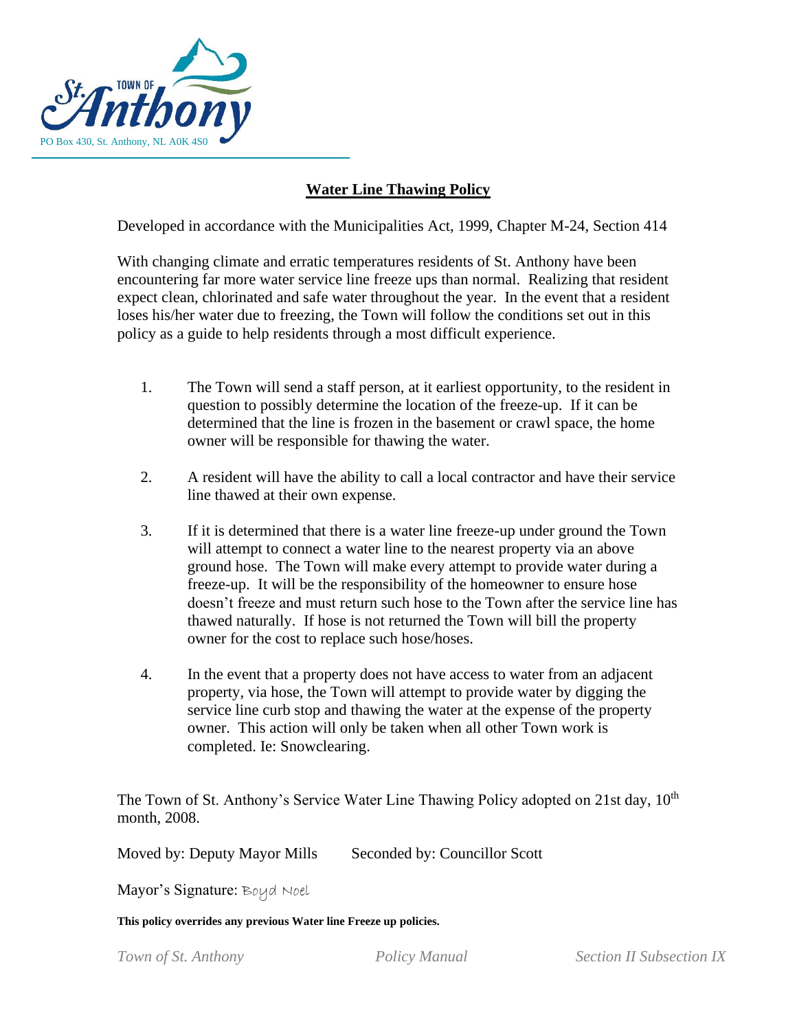TOWN OF St. Anthony

PO Box 430, St. Anthony, NL A0K 4S0

## Water Line Thawing Policy

Developed in accordance with the Municipalities Act, 1999, Chapter M-24, Section 414

With changing climate and erratic temperatures residents of St. Anthony have been encountering far more water service line freeze ups than normal. Realizing that resident expect clean, chlorinated and safe water throughout the year. In the event that a resident loses his/her water due to freezing, the Town will follow the conditions set out in this policy as a guide to help residents through a most difficult experience.

1. The Town will send a staff person, at it earliest opportunity, to the resident in question to possibly determine the location of the freeze-up. If it can be determined that the line is frozen in the basement or crawl space, the home owner will be responsible for thawing the water.

2. A resident will have the ability to call a local contractor and have their service line thawed at their own expense.

3. If it is determined that there is a water line freeze-up under ground the Town will attempt to connect a water line to the nearest property via an above ground hose. The Town will make every attempt to provide water during a freeze-up. It will be the responsibility of the homeowner to ensure hose doesn't freeze and must return such hose to the Town after the service line has thawed naturally. If hose is not returned the Town will bill the property owner for the cost to replace such hose/hoses.

4. In the event that a property does not have access to water from an adjacent property, via hose, the Town will attempt to provide water by digging the service line curb stop and thawing the water at the expense of the property owner. This action will only be taken when all other Town work is completed. Ie: Snowclearing.

The Town of St. Anthony's Service Water Line Thawing Policy adopted on 21st day, 10th month, 2008.

Moved by: Deputy Mayor Mills        Seconded by: Councillor Scott

Mayor's Signature: Boyd Noel

**This policy overrides any previous Water line Freeze up policies.**

*Town of St. Anthony*        *Policy Manual*        *Section II Subsection IX*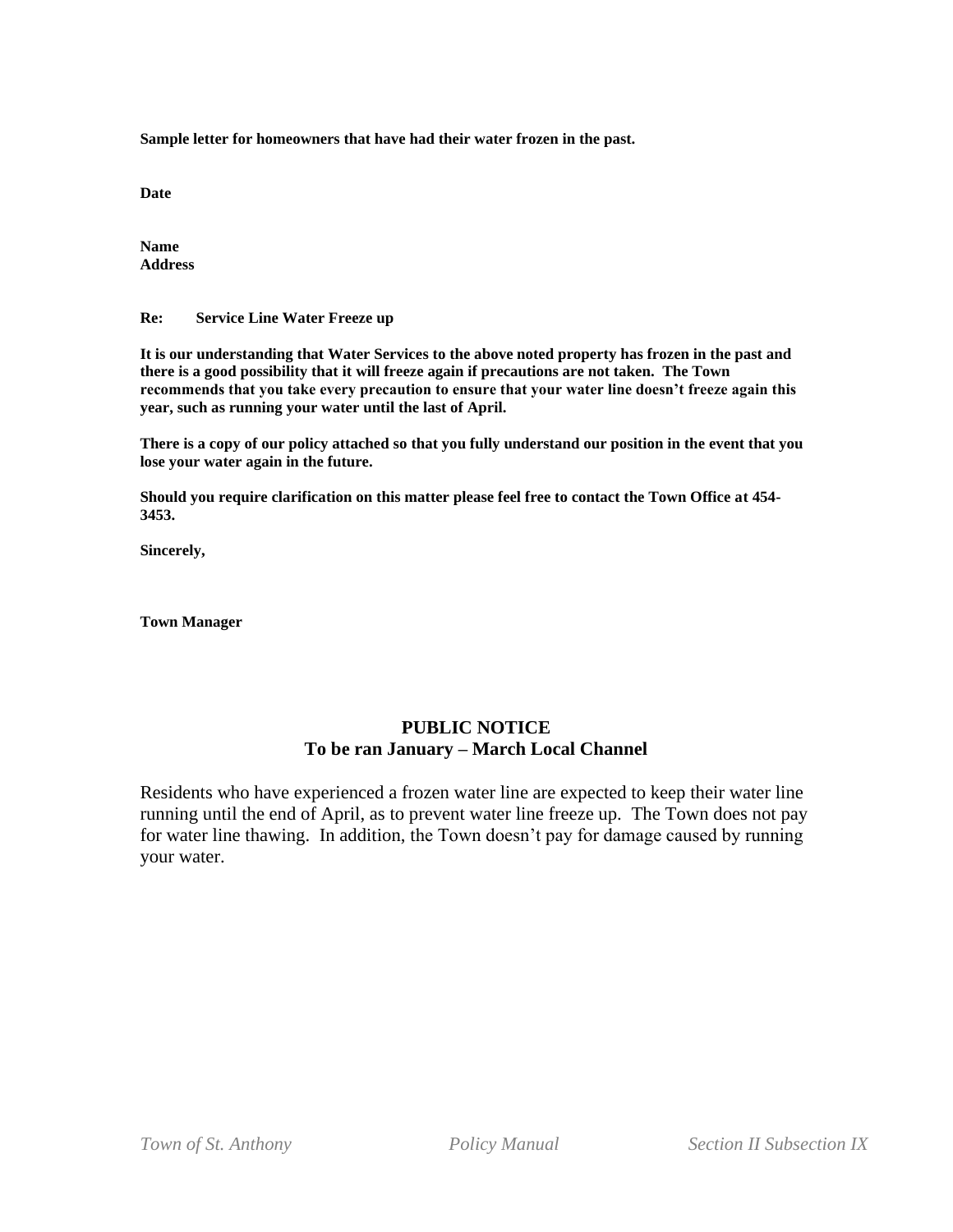**Sample letter for homeowners that have had their water frozen in the past.**

**Date**

**Name**
**Address**

**Re: Service Line Water Freeze up**

**It is our understanding that Water Services to the above noted property has frozen in the past and there is a good possibility that it will freeze again if precautions are not taken. The Town recommends that you take every precaution to ensure that your water line doesn't freeze again this year, such as running your water until the last of April.**

**There is a copy of our policy attached so that you fully understand our position in the event that you lose your water again in the future.**

**Should you require clarification on this matter please feel free to contact the Town Office at 454-3453.**

**Sincerely,**

**Town Manager**

## PUBLIC NOTICE
### To be ran January – March Local Channel

Residents who have experienced a frozen water line are expected to keep their water line running until the end of April, as to prevent water line freeze up. The Town does not pay for water line thawing. In addition, the Town doesn't pay for damage caused by running your water.